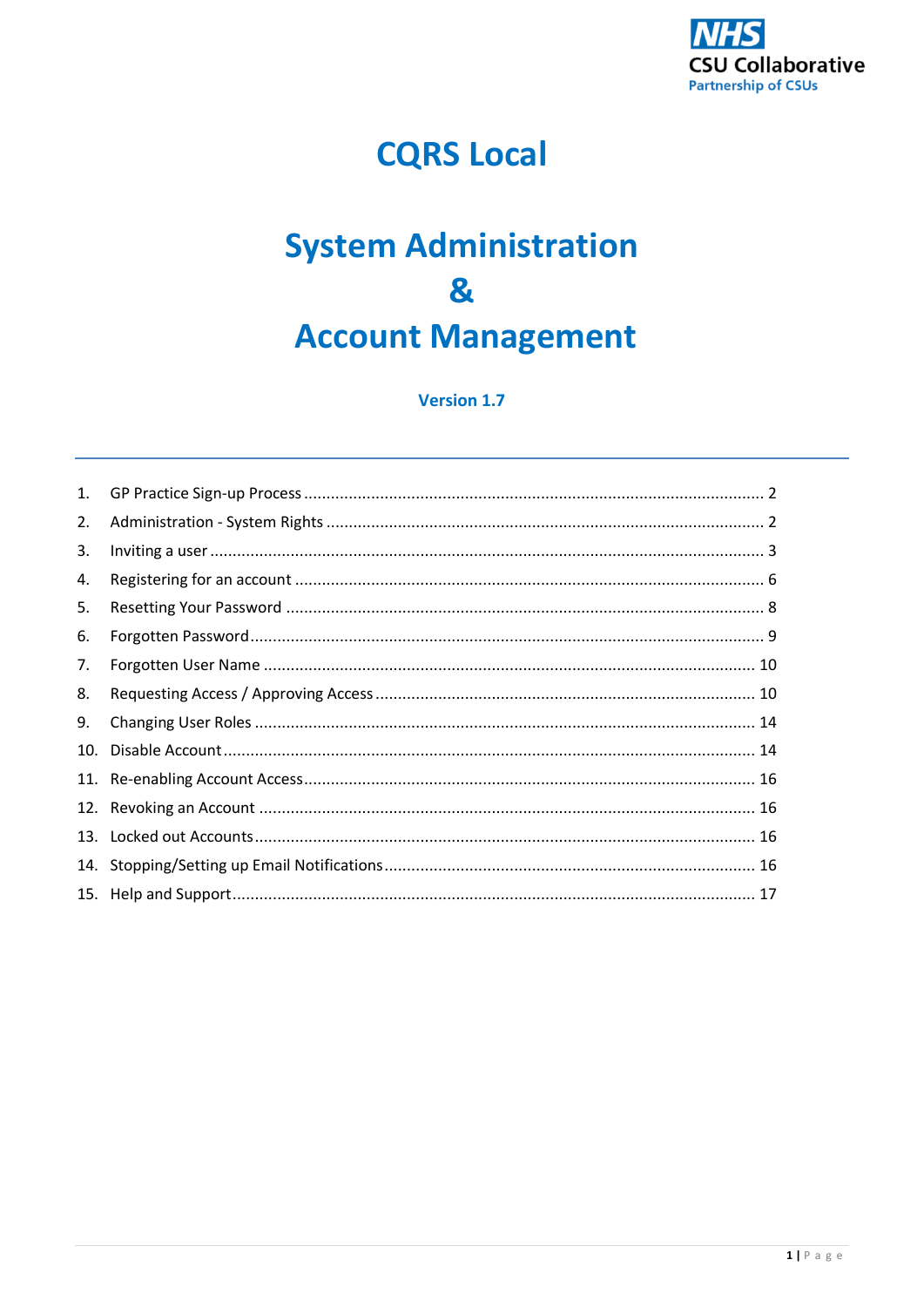NHS
CSU Collaborative
Partnership of CSUs

# CQRS Local

# System Administration
# &
# Account Management

**Version 1.7**

---

1. GP Practice Sign-up Process ........................................ 2
2. Administration - System Rights ........................................ 2
3. Inviting a user ........................................ 3
4. Registering for an account ........................................ 6
5. Resetting Your Password ........................................ 8
6. Forgotten Password ........................................ 9
7. Forgotten User Name ........................................ 10
8. Requesting Access / Approving Access ........................................ 10
9. Changing User Roles ........................................ 14
10. Disable Account ........................................ 14
11. Re-enabling Account Access ........................................ 16
12. Revoking an Account ........................................ 16
13. Locked out Accounts ........................................ 16
14. Stopping/Setting up Email Notifications ........................................ 16
15. Help and Support ........................................ 17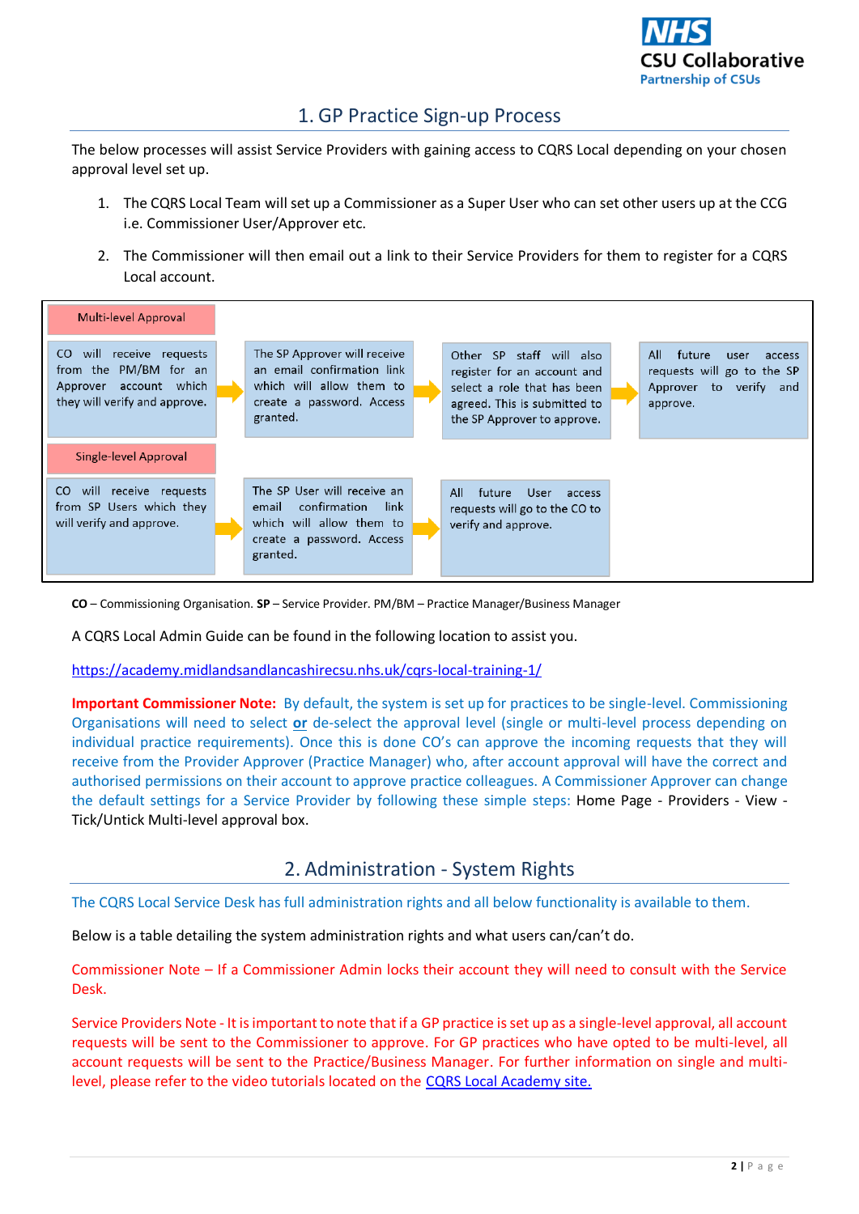## 1. GP Practice Sign-up Process

The below processes will assist Service Providers with gaining access to CQRS Local depending on your chosen approval level set up.

1. The CQRS Local Team will set up a Commissioner as a Super User who can set other users up at the CCG i.e. Commissioner User/Approver etc.

2. The Commissioner will then email out a link to their Service Providers for them to register for a CQRS Local account.

**Multi-level Approval**

| Step 1 | Step 2 | Step 3 | Step 4 |
|---|---|---|---|
| CO will receive requests from the PM/BM for an Approver account which they will verify and approve. | The SP Approver will receive an email confirmation link which will allow them to create a password. Access granted. | Other SP staff will also register for an account and select a role that has been agreed. This is submitted to the SP Approver to approve. | All future user access requests will go to the SP Approver to verify and approve. |

**Single-level Approval**

| Step 1 | Step 2 | Step 3 |
|---|---|---|
| CO will receive requests from SP Users which they will verify and approve. | The SP User will receive an email confirmation link which will allow them to create a password. Access granted. | All future User access requests will go to the CO to verify and approve. |

**CO** – Commissioning Organisation. **SP** – Service Provider. PM/BM – Practice Manager/Business Manager

A CQRS Local Admin Guide can be found in the following location to assist you.

https://academy.midlandsandlancashirecsu.nhs.uk/cqrs-local-training-1/

**Important Commissioner Note:** By default, the system is set up for practices to be single-level. Commissioning Organisations will need to select **or** de-select the approval level (single or multi-level process depending on individual practice requirements). Once this is done CO's can approve the incoming requests that they will receive from the Provider Approver (Practice Manager) who, after account approval will have the correct and authorised permissions on their account to approve practice colleagues. A Commissioner Approver can change the default settings for a Service Provider by following these simple steps: Home Page - Providers - View - Tick/Untick Multi-level approval box.

## 2. Administration - System Rights

The CQRS Local Service Desk has full administration rights and all below functionality is available to them.

Below is a table detailing the system administration rights and what users can/can't do.

Commissioner Note – If a Commissioner Admin locks their account they will need to consult with the Service Desk.

Service Providers Note - It is important to note that if a GP practice is set up as a single-level approval, all account requests will be sent to the Commissioner to approve. For GP practices who have opted to be multi-level, all account requests will be sent to the Practice/Business Manager. For further information on single and multi-level, please refer to the video tutorials located on the CQRS Local Academy site.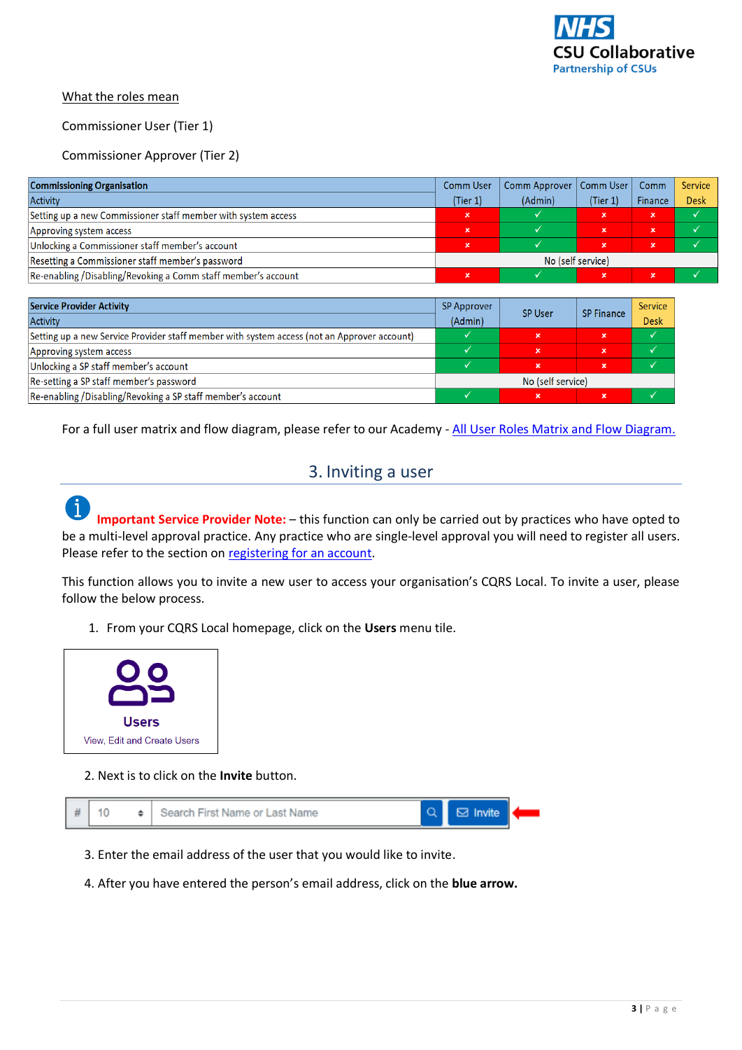What the roles mean

Commissioner User (Tier 1)

Commissioner Approver (Tier 2)

| Commissioning Organisation<br>Activity | Comm User (Tier 1) | Comm Approver (Admin) | Comm User (Tier 1) | Comm Finance | Service Desk |
|---|---|---|---|---|---|
| Setting up a new Commissioner staff member with system access | × | ✓ | × | × | ✓ |
| Approving system access | × | ✓ | × | × | ✓ |
| Unlocking a Commissioner staff member's account | × | ✓ | × | × | ✓ |
| Resetting a Commissioner staff member's password | No (self service) | | | | |
| Re-enabling /Disabling/Revoking a Comm staff member's account | × | ✓ | × | × | ✓ |

| Service Provider Activity<br>Activity | SP Approver (Admin) | SP User | SP Finance | Service Desk |
|---|---|---|---|---|
| Setting up a new Service Provider staff member with system access (not an Approver account) | ✓ | × | × | ✓ |
| Approving system access | ✓ | × | × | ✓ |
| Unlocking a SP staff member's account | ✓ | × | × | ✓ |
| Re-setting a SP staff member's password | No (self service) | | | |
| Re-enabling /Disabling/Revoking a SP staff member's account | ✓ | × | × | ✓ |

For a full user matrix and flow diagram, please refer to our Academy - All User Roles Matrix and Flow Diagram.

## 3. Inviting a user

**Important Service Provider Note:** – this function can only be carried out by practices who have opted to be a multi-level approval practice. Any practice who are single-level approval you will need to register all users. Please refer to the section on registering for an account.

This function allows you to invite a new user to access your organisation's CQRS Local. To invite a user, please follow the below process.

1. From your CQRS Local homepage, click on the **Users** menu tile.

Users
View, Edit and Create Users

2. Next is to click on the **Invite** button.

# | 10 | Search First Name or Last Name | Invite

3. Enter the email address of the user that you would like to invite.

4. After you have entered the person's email address, click on the **blue arrow.**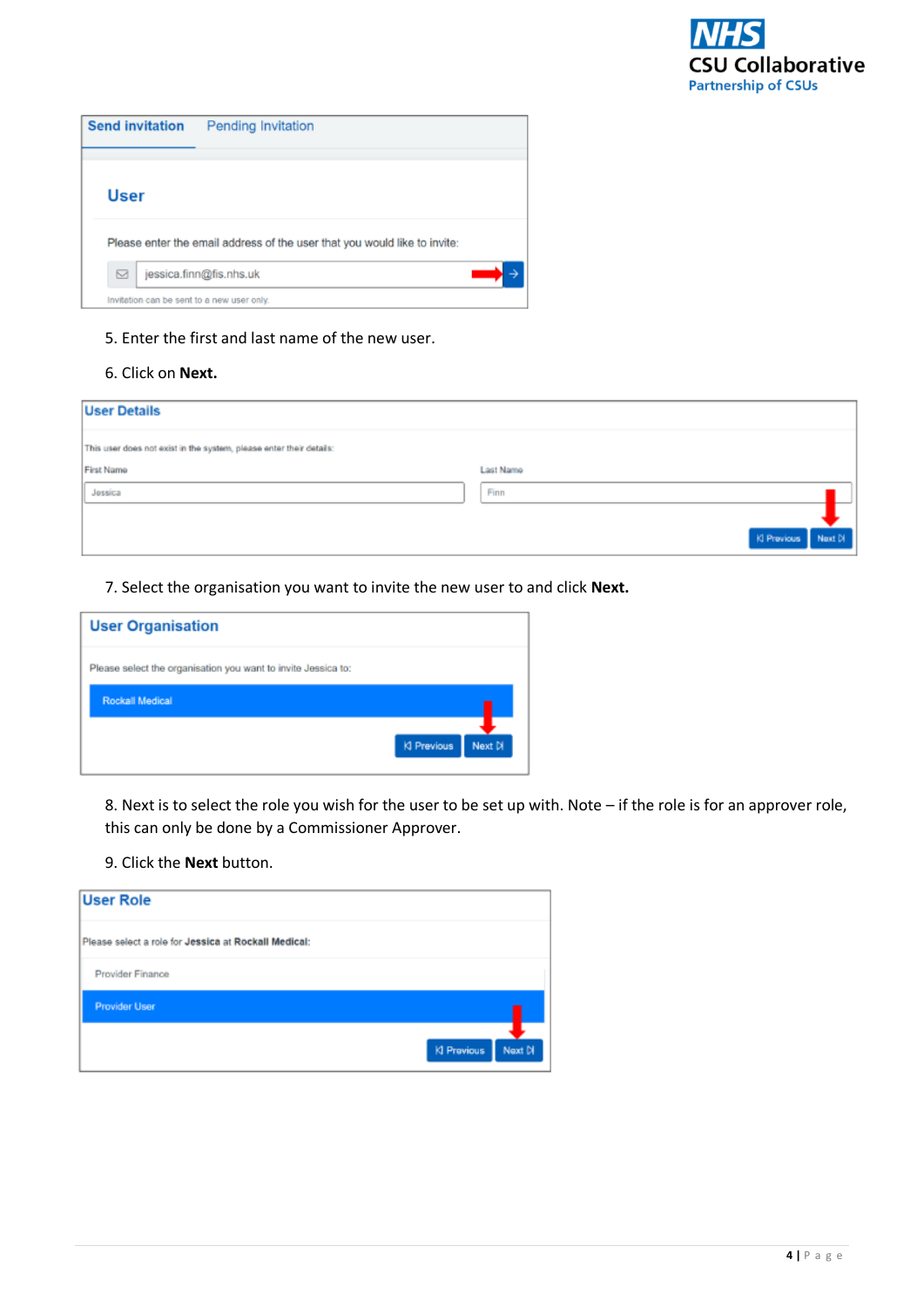| Send invitation | Pending Invitation |
| --- | --- |

**User**

Please enter the email address of the user that you would like to invite:

jessica.finn@fis.nhs.uk

Invitation can be sent to a new user only.

5. Enter the first and last name of the new user.

6. Click on **Next.**

**User Details**

This user does not exist in the system, please enter their details:

| First Name | Last Name |
| --- | --- |
| Jessica | Finn |

Previous | Next

7. Select the organisation you want to invite the new user to and click **Next.**

**User Organisation**

Please select the organisation you want to invite Jessica to:

Rockall Medical

Previous | Next

8. Next is to select the role you wish for the user to be set up with. Note – if the role is for an approver role, this can only be done by a Commissioner Approver.

9. Click the **Next** button.

**User Role**

Please select a role for **Jessica** at **Rockall Medical**:

Provider Finance

Provider User

Previous | Next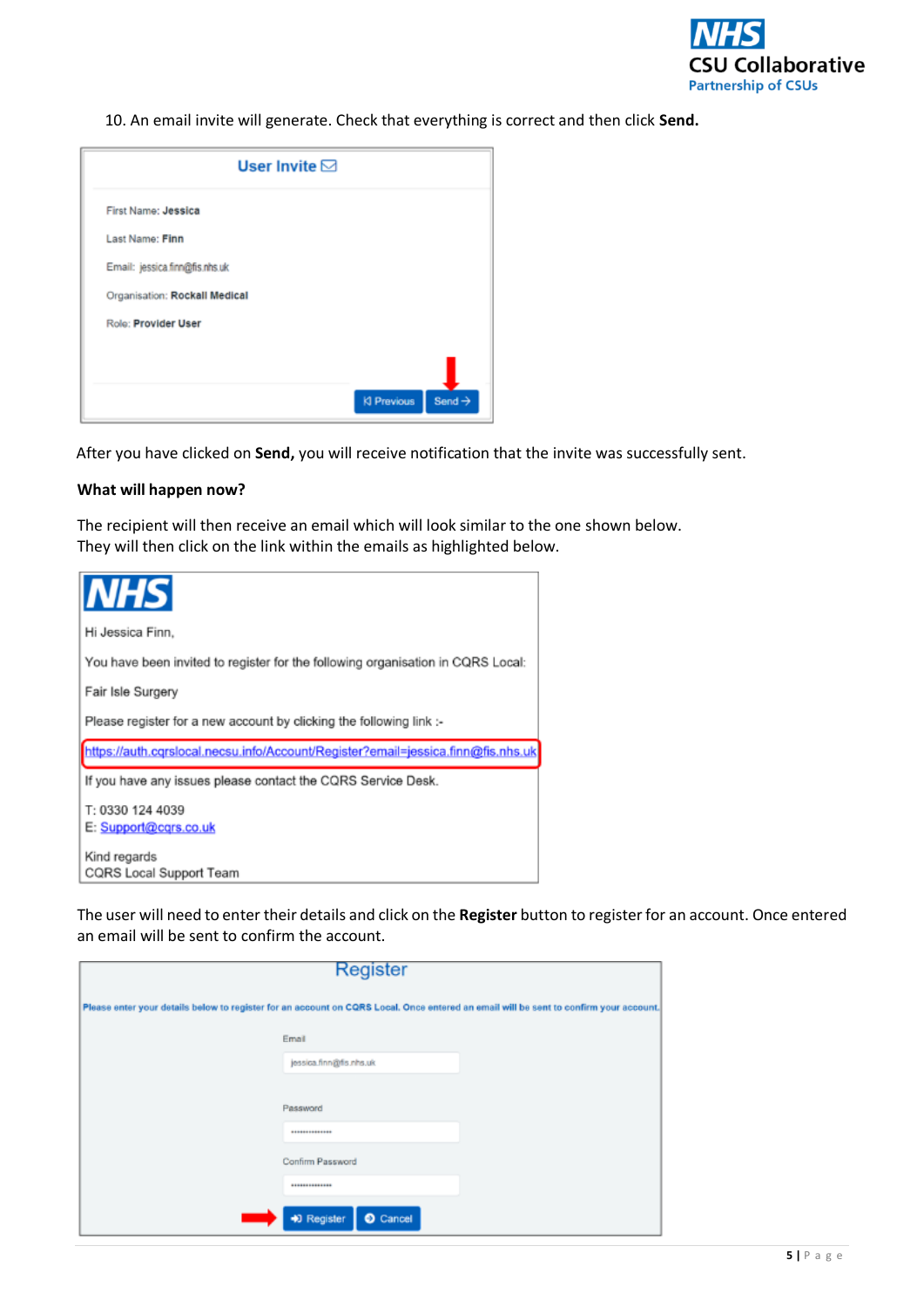10. An email invite will generate. Check that everything is correct and then click **Send.**

**User Invite**

First Name: **Jessica**

Last Name: **Finn**

Email: jessica.finn@fis.nhs.uk

Organisation: **Rockall Medical**

Role: **Provider User**

Previous | Send

After you have clicked on **Send,** you will receive notification that the invite was successfully sent.

**What will happen now?**

The recipient will then receive an email which will look similar to the one shown below.
They will then click on the link within the emails as highlighted below.

NHS

Hi Jessica Finn,

You have been invited to register for the following organisation in CQRS Local:

Fair Isle Surgery

Please register for a new account by clicking the following link :-

https://auth.cqrslocal.necsu.info/Account/Register?email=jessica.finn@fis.nhs.uk

If you have any issues please contact the CQRS Service Desk.

T: 0330 124 4039
E: Support@cqrs.co.uk

Kind regards
CQRS Local Support Team

The user will need to enter their details and click on the **Register** button to register for an account. Once entered an email will be sent to confirm the account.

**Register**

Please enter your details below to register for an account on CQRS Local. Once entered an email will be sent to confirm your account.

Email: jessica.finn@fis.nhs.uk

Password

Confirm Password

Register | Cancel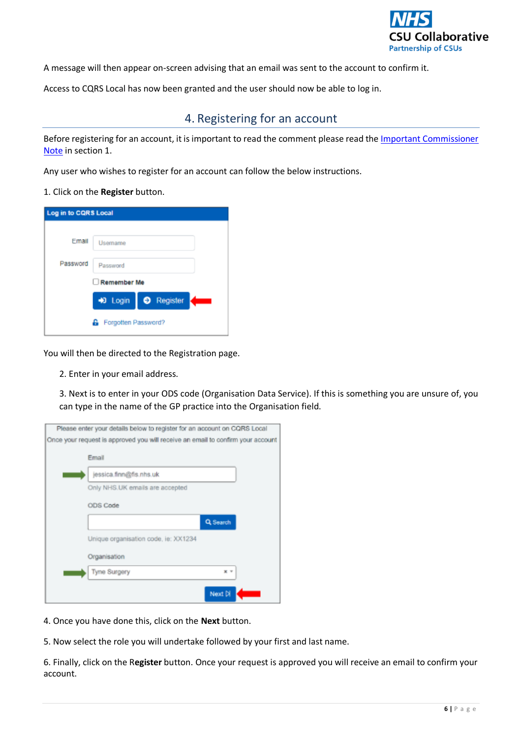A message will then appear on-screen advising that an email was sent to the account to confirm it.

Access to CQRS Local has now been granted and the user should now be able to log in.

## 4. Registering for an account

Before registering for an account, it is important to read the comment please read the Important Commissioner Note in section 1.

Any user who wishes to register for an account can follow the below instructions.

1. Click on the **Register** button.

You will then be directed to the Registration page.

2. Enter in your email address.

3. Next is to enter in your ODS code (Organisation Data Service). If this is something you are unsure of, you can type in the name of the GP practice into the Organisation field.

4. Once you have done this, click on the **Next** button.

5. Now select the role you will undertake followed by your first and last name.

6. Finally, click on the **Register** button. Once your request is approved you will receive an email to confirm your account.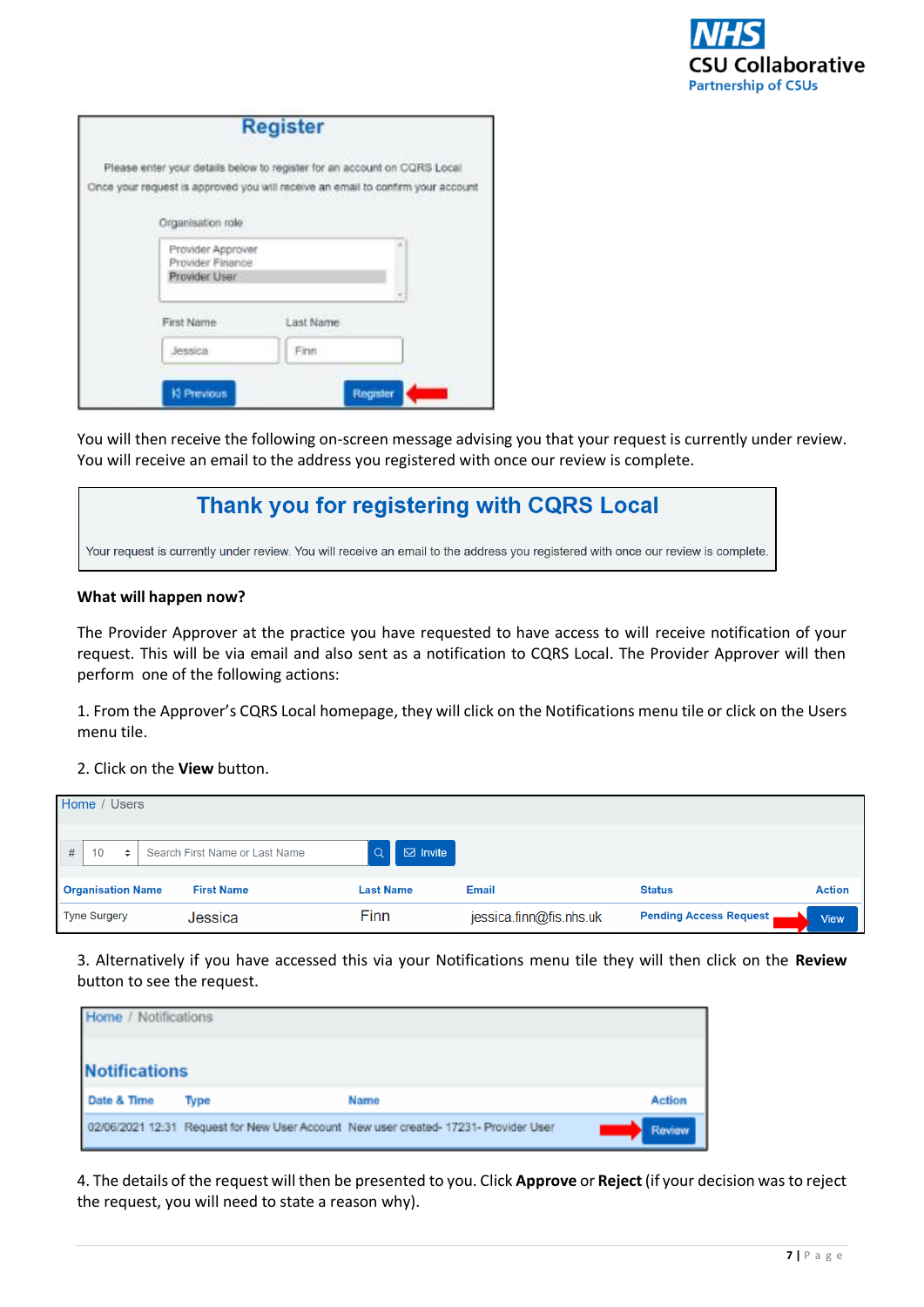## Register

Please enter your details below to register for an account on CQRS Local
Once your request is approved you will receive an email to confirm your account

Organisation role

- Provider Approver
- Provider Finance
- Provider User

First Name: Jessica
Last Name: Finn

Previous | Register

You will then receive the following on-screen message advising you that your request is currently under review. You will receive an email to the address you registered with once our review is complete.

## Thank you for registering with CQRS Local

Your request is currently under review. You will receive an email to the address you registered with once our review is complete.

**What will happen now?**

The Provider Approver at the practice you have requested to have access to will receive notification of your request. This will be via email and also sent as a notification to CQRS Local. The Provider Approver will then perform one of the following actions:

1. From the Approver's CQRS Local homepage, they will click on the Notifications menu tile or click on the Users menu tile.

2. Click on the **View** button.

Home / Users

| Organisation Name | First Name | Last Name | Email | Status | Action |
|---|---|---|---|---|---|
| Tyne Surgery | Jessica | Finn | jessica.finn@fis.nhs.uk | Pending Access Request | View |

3. Alternatively if you have accessed this via your Notifications menu tile they will then click on the **Review** button to see the request.

Home / Notifications

**Notifications**

| Date & Time | Type | Name | Action |
|---|---|---|---|
| 02/06/2021 12:31 | Request for New User Account | New user created- 17231- Provider User | Review |

4. The details of the request will then be presented to you. Click **Approve** or **Reject** (if your decision was to reject the request, you will need to state a reason why).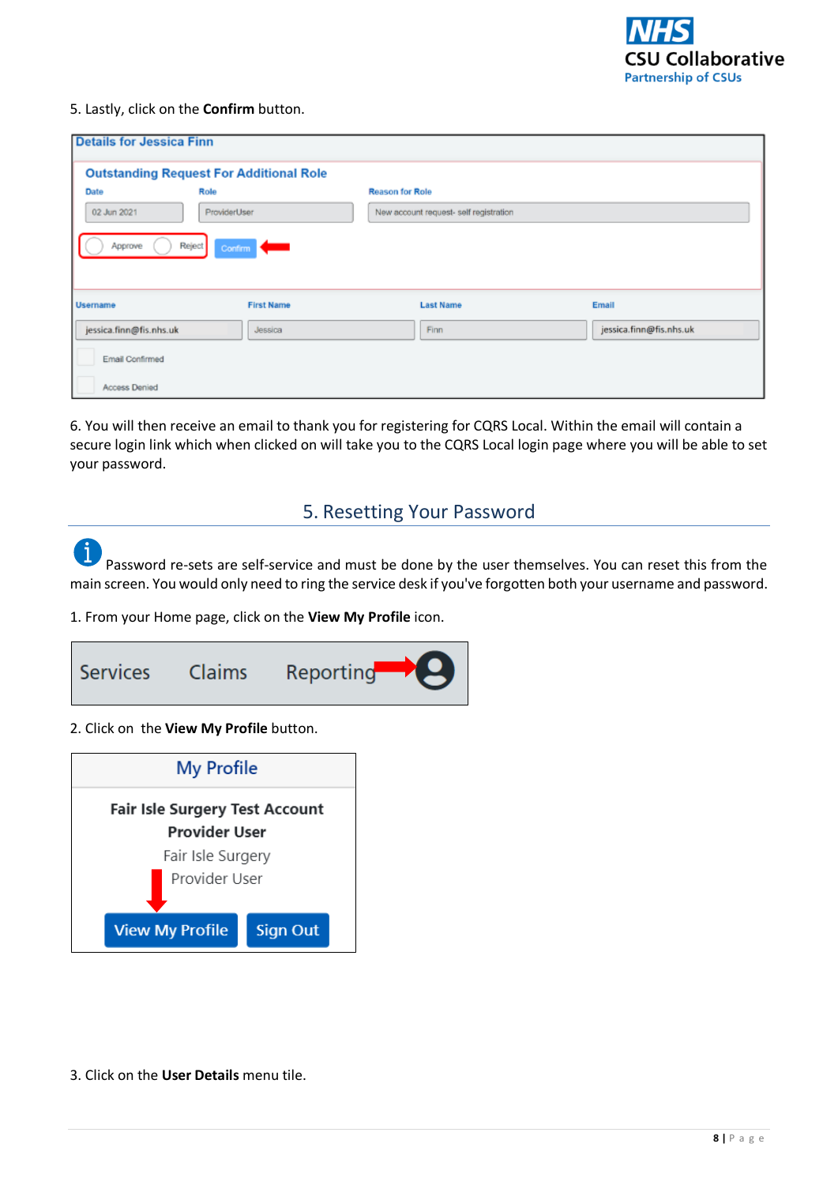5. Lastly, click on the **Confirm** button.

6. You will then receive an email to thank you for registering for CQRS Local. Within the email will contain a secure login link which when clicked on will take you to the CQRS Local login page where you will be able to set your password.

## 5. Resetting Your Password

Password re-sets are self-service and must be done by the user themselves. You can reset this from the main screen. You would only need to ring the service desk if you've forgotten both your username and password.

1. From your Home page, click on the **View My Profile** icon.

2. Click on the **View My Profile** button.

3. Click on the **User Details** menu tile.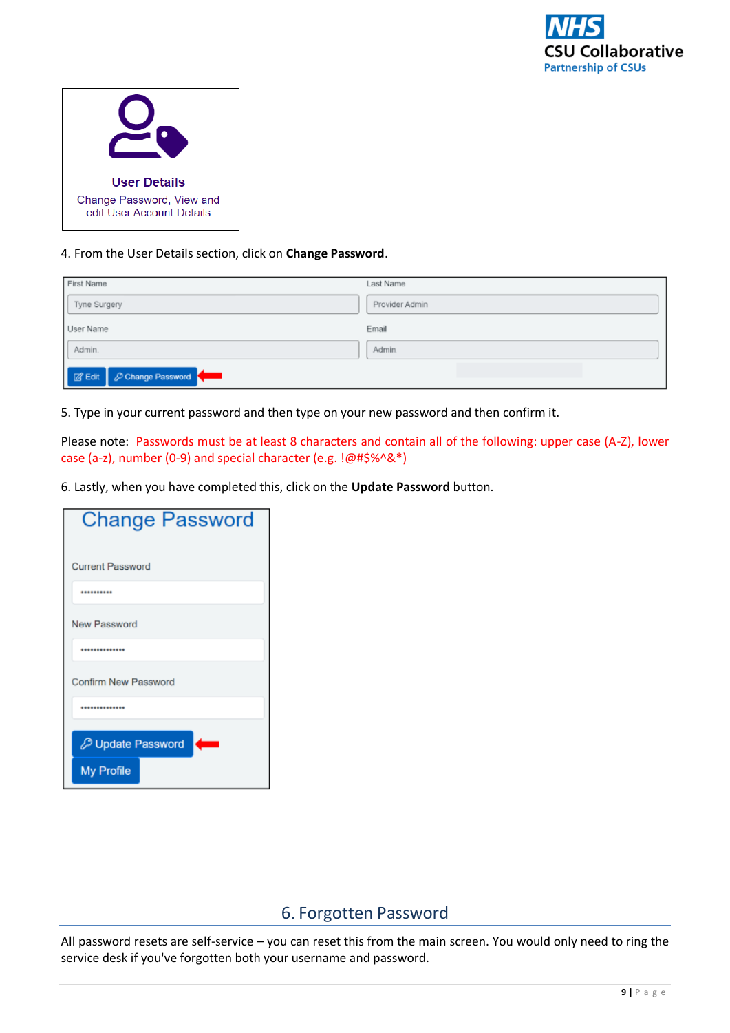4. From the User Details section, click on **Change Password**.

5. Type in your current password and then type on your new password and then confirm it.

Please note: Passwords must be at least 8 characters and contain all of the following: upper case (A-Z), lower case (a-z), number (0-9) and special character (e.g. !@#$%^&*)

6. Lastly, when you have completed this, click on the **Update Password** button.

## 6. Forgotten Password

All password resets are self-service – you can reset this from the main screen. You would only need to ring the service desk if you've forgotten both your username and password.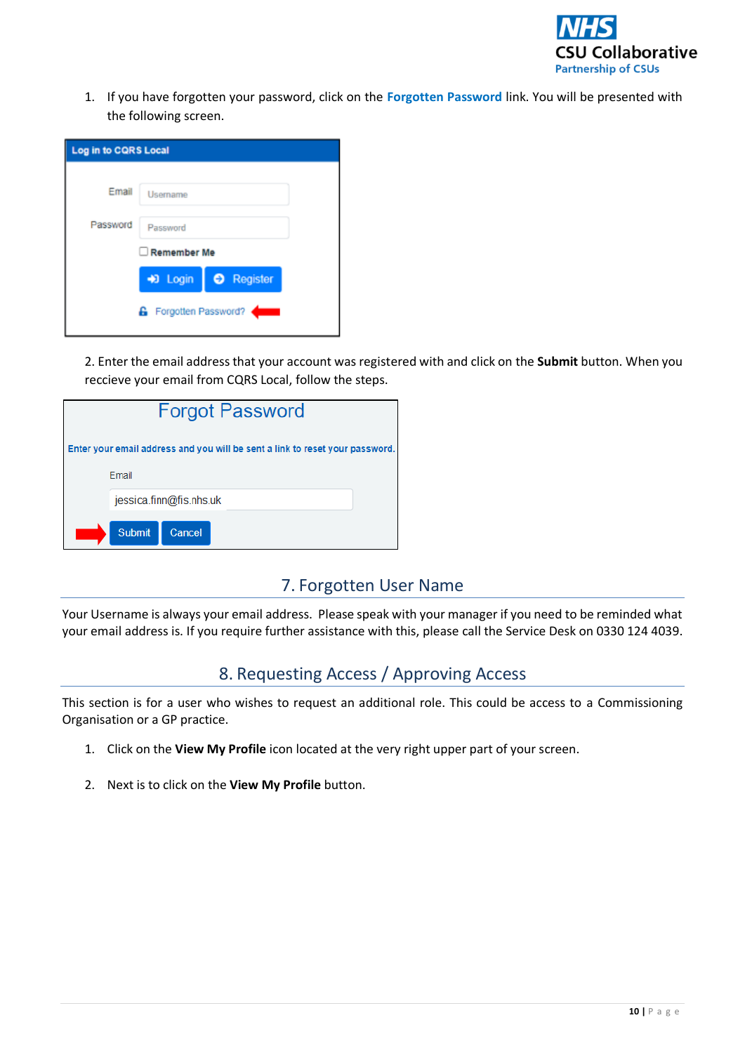1. If you have forgotten your password, click on the **Forgotten Password** link. You will be presented with the following screen.

2. Enter the email address that your account was registered with and click on the **Submit** button. When you reccieve your email from CQRS Local, follow the steps.

## 7. Forgotten User Name

Your Username is always your email address. Please speak with your manager if you need to be reminded what your email address is. If you require further assistance with this, please call the Service Desk on 0330 124 4039.

## 8. Requesting Access / Approving Access

This section is for a user who wishes to request an additional role. This could be access to a Commissioning Organisation or a GP practice.

1. Click on the **View My Profile** icon located at the very right upper part of your screen.

2. Next is to click on the **View My Profile** button.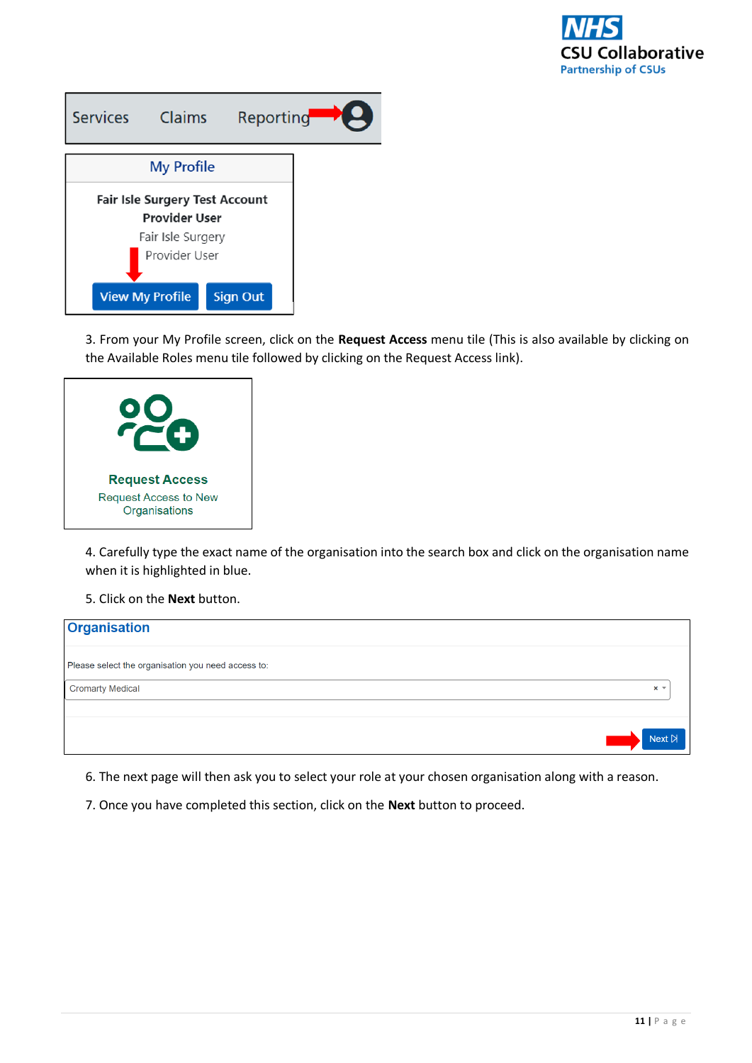3. From your My Profile screen, click on the **Request Access** menu tile (This is also available by clicking on the Available Roles menu tile followed by clicking on the Request Access link).

4. Carefully type the exact name of the organisation into the search box and click on the organisation name when it is highlighted in blue.

5. Click on the **Next** button.

6. The next page will then ask you to select your role at your chosen organisation along with a reason.

7. Once you have completed this section, click on the **Next** button to proceed.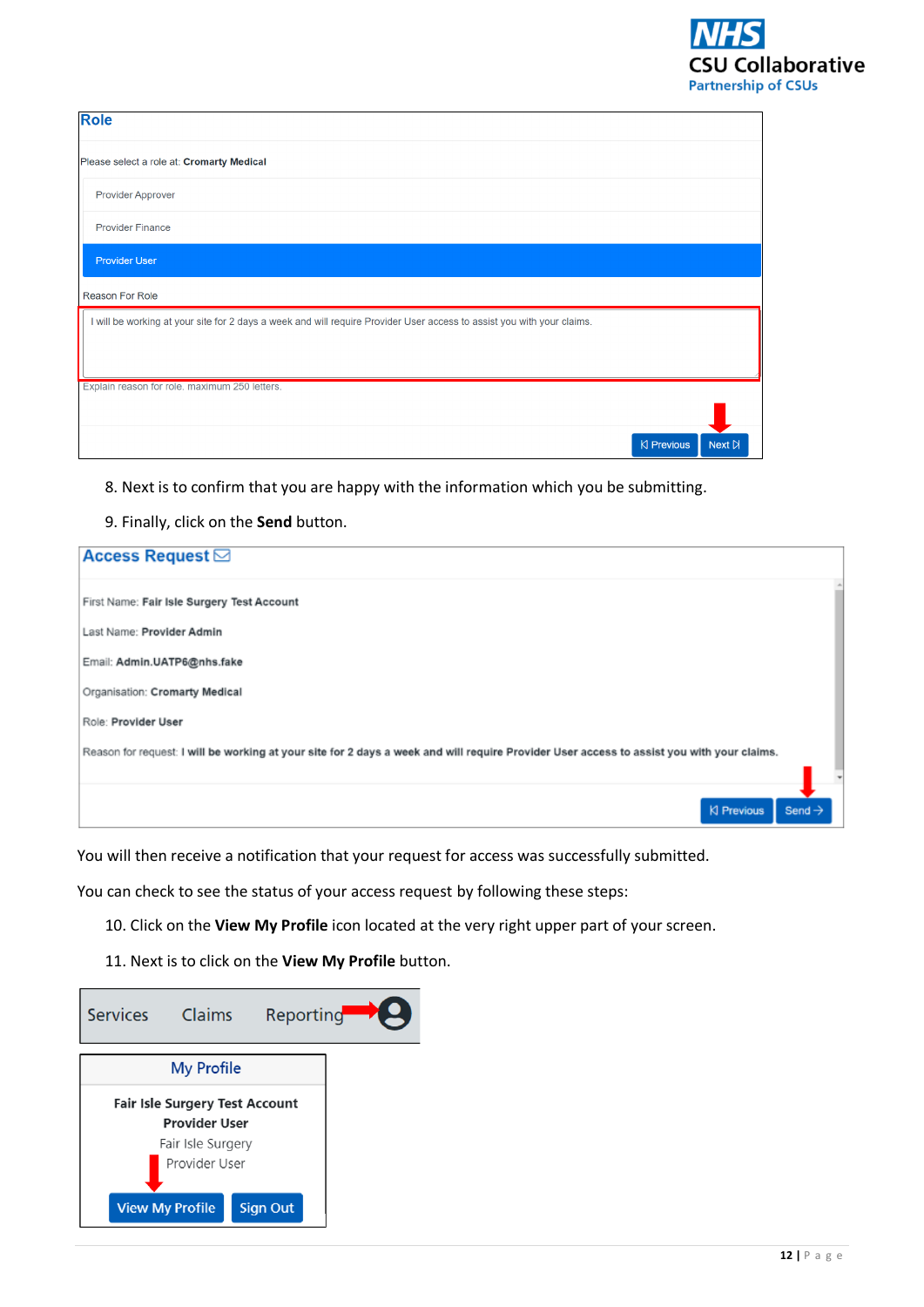**Role**

Please select a role at: **Cromarty Medical**

- Provider Approver
- Provider Finance
- Provider User

Reason For Role

I will be working at your site for 2 days a week and will require Provider User access to assist you with your claims.

Explain reason for role. maximum 250 letters.

Previous | Next

8. Next is to confirm that you are happy with the information which you be submitting.
9. Finally, click on the **Send** button.

**Access Request**

First Name: **Fair Isle Surgery Test Account**

Last Name: **Provider Admin**

Email: **Admin.UATP6@nhs.fake**

Organisation: **Cromarty Medical**

Role: **Provider User**

Reason for request: **I will be working at your site for 2 days a week and will require Provider User access to assist you with your claims.**

Previous | Send

You will then receive a notification that your request for access was successfully submitted.

You can check to see the status of your access request by following these steps:

10. Click on the **View My Profile** icon located at the very right upper part of your screen.
11. Next is to click on the **View My Profile** button.

Services | Claims | Reporting

**My Profile**

**Fair Isle Surgery Test Account**
**Provider User**
Fair Isle Surgery
Provider User

View My Profile | Sign Out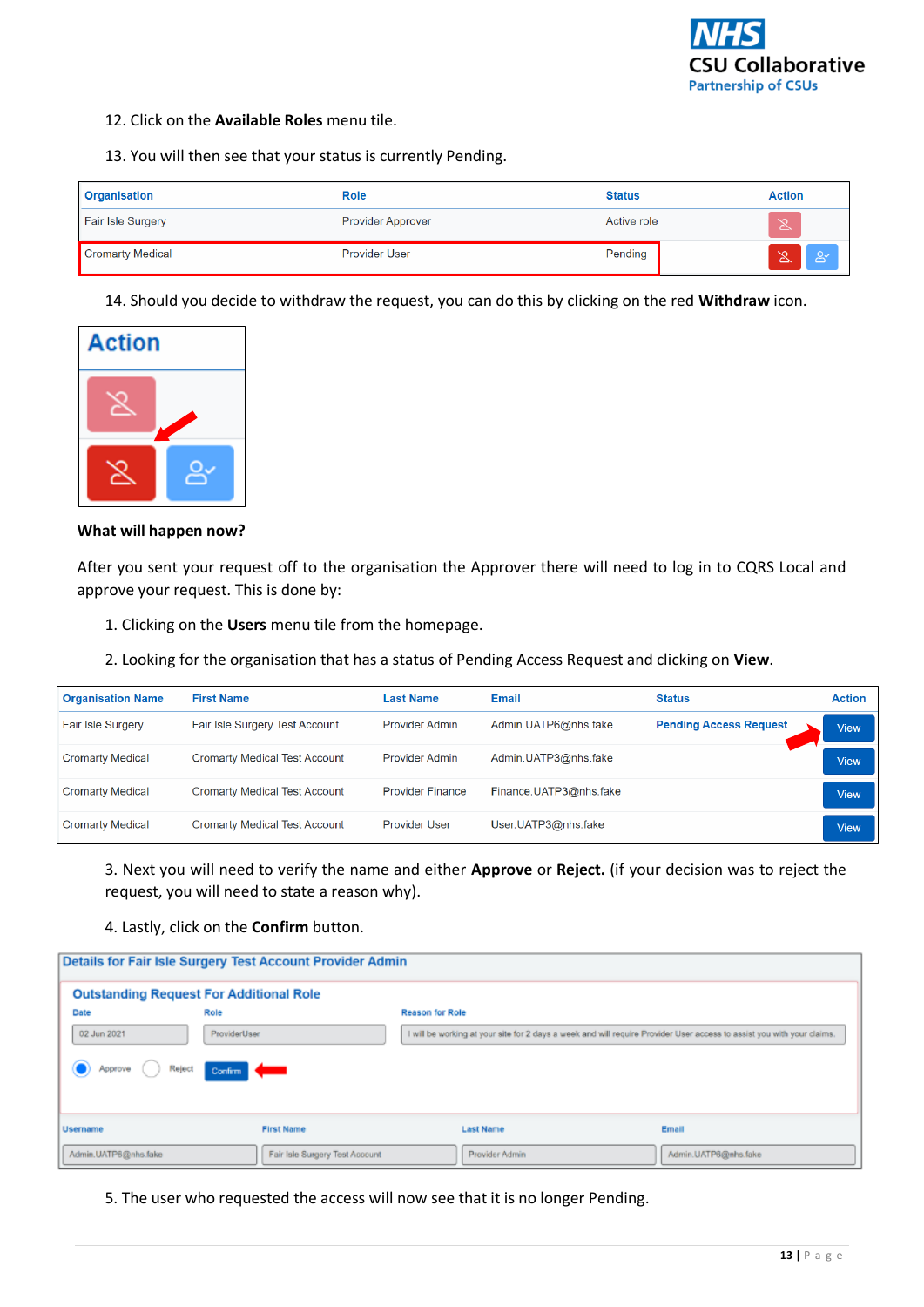12. Click on the **Available Roles** menu tile.

13. You will then see that your status is currently Pending.

| Organisation | Role | Status | Action |
|---|---|---|---|
| Fair Isle Surgery | Provider Approver | Active role | |
| Cromarty Medical | Provider User | Pending | |

14. Should you decide to withdraw the request, you can do this by clicking on the red **Withdraw** icon.

**What will happen now?**

After you sent your request off to the organisation the Approver there will need to log in to CQRS Local and approve your request. This is done by:

1. Clicking on the **Users** menu tile from the homepage.

2. Looking for the organisation that has a status of Pending Access Request and clicking on **View**.

| Organisation Name | First Name | Last Name | Email | Status | Action |
|---|---|---|---|---|---|
| Fair Isle Surgery | Fair Isle Surgery Test Account | Provider Admin | Admin.UATP6@nhs.fake | Pending Access Request | View |
| Cromarty Medical | Cromarty Medical Test Account | Provider Admin | Admin.UATP3@nhs.fake | | View |
| Cromarty Medical | Cromarty Medical Test Account | Provider Finance | Finance.UATP3@nhs.fake | | View |
| Cromarty Medical | Cromarty Medical Test Account | Provider User | User.UATP3@nhs.fake | | View |

3. Next you will need to verify the name and either **Approve** or **Reject.** (if your decision was to reject the request, you will need to state a reason why).

4. Lastly, click on the **Confirm** button.

**Details for Fair Isle Surgery Test Account Provider Admin**

**Outstanding Request For Additional Role**

| Date | Role | Reason for Role |
|---|---|---|
| 02 Jun 2021 | ProviderUser | I will be working at your site for 2 days a week and will require Provider User access to assist you with your claims. |

Approve / Reject / Confirm

| Username | First Name | Last Name | Email |
|---|---|---|---|
| Admin.UATP6@nhs.fake | Fair Isle Surgery Test Account | Provider Admin | Admin.UATP6@nhs.fake |

5. The user who requested the access will now see that it is no longer Pending.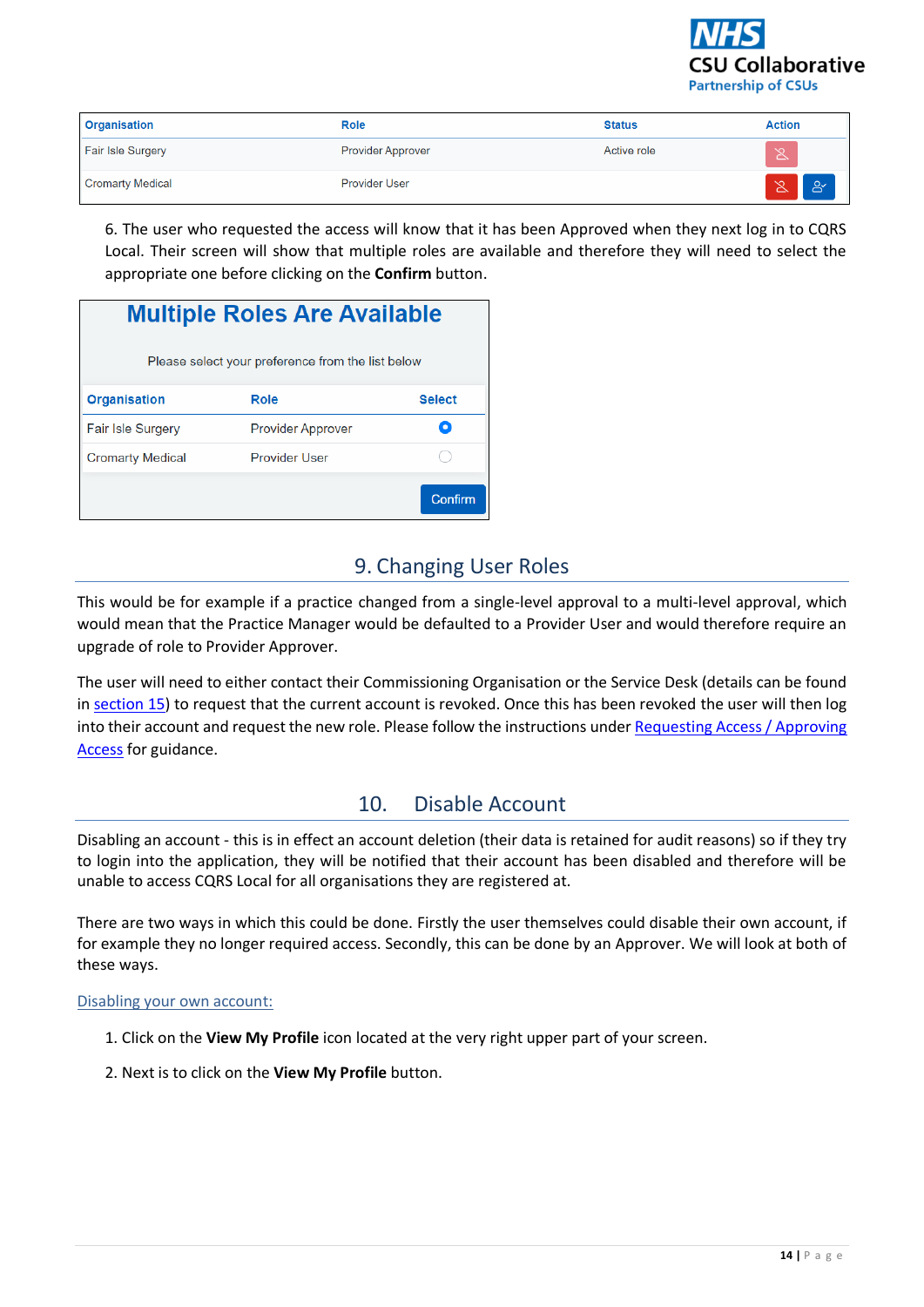| Organisation | Role | Status | Action |
|---|---|---|---|
| Fair Isle Surgery | Provider Approver | Active role | |
| Cromarty Medical | Provider User | | |

6. The user who requested the access will know that it has been Approved when they next log in to CQRS Local. Their screen will show that multiple roles are available and therefore they will need to select the appropriate one before clicking on the **Confirm** button.

**Multiple Roles Are Available**

Please select your preference from the list below

| Organisation | Role | Select |
|---|---|---|
| Fair Isle Surgery | Provider Approver | ◉ |
| Cromarty Medical | Provider User | ○ |

Confirm

## 9. Changing User Roles

This would be for example if a practice changed from a single-level approval to a multi-level approval, which would mean that the Practice Manager would be defaulted to a Provider User and would therefore require an upgrade of role to Provider Approver.

The user will need to either contact their Commissioning Organisation or the Service Desk (details can be found in section 15) to request that the current account is revoked. Once this has been revoked the user will then log into their account and request the new role. Please follow the instructions under Requesting Access / Approving Access for guidance.

## 10. Disable Account

Disabling an account - this is in effect an account deletion (their data is retained for audit reasons) so if they try to login into the application, they will be notified that their account has been disabled and therefore will be unable to access CQRS Local for all organisations they are registered at.

There are two ways in which this could be done. Firstly the user themselves could disable their own account, if for example they no longer required access. Secondly, this can be done by an Approver. We will look at both of these ways.

Disabling your own account:

1. Click on the **View My Profile** icon located at the very right upper part of your screen.
2. Next is to click on the **View My Profile** button.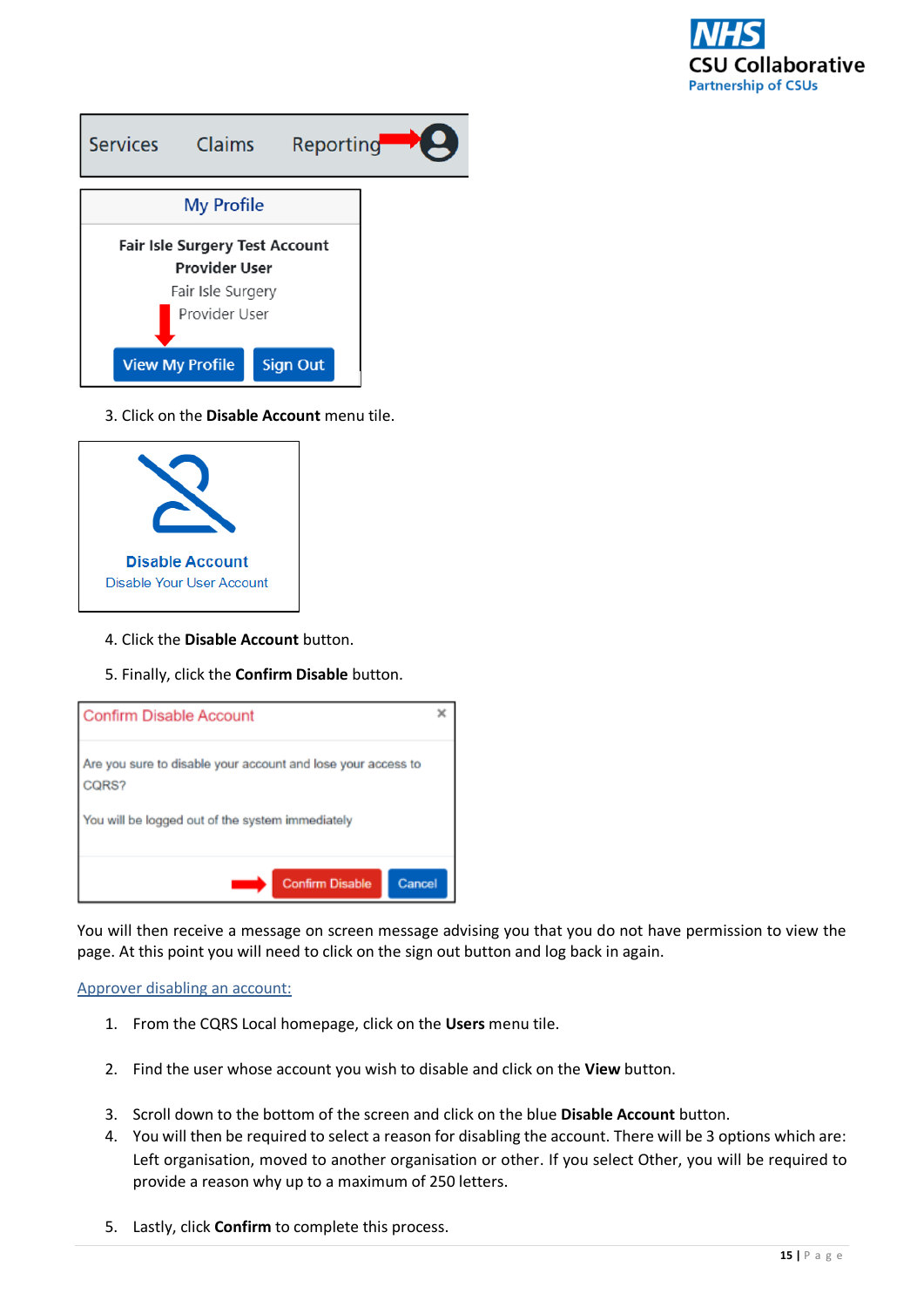3. Click on the **Disable Account** menu tile.

4. Click the **Disable Account** button.

5. Finally, click the **Confirm Disable** button.

You will then receive a message on screen message advising you that you do not have permission to view the page. At this point you will need to click on the sign out button and log back in again.

Approver disabling an account:

1. From the CQRS Local homepage, click on the **Users** menu tile.

2. Find the user whose account you wish to disable and click on the **View** button.

3. Scroll down to the bottom of the screen and click on the blue **Disable Account** button.
4. You will then be required to select a reason for disabling the account. There will be 3 options which are: Left organisation, moved to another organisation or other. If you select Other, you will be required to provide a reason why up to a maximum of 250 letters.

5. Lastly, click **Confirm** to complete this process.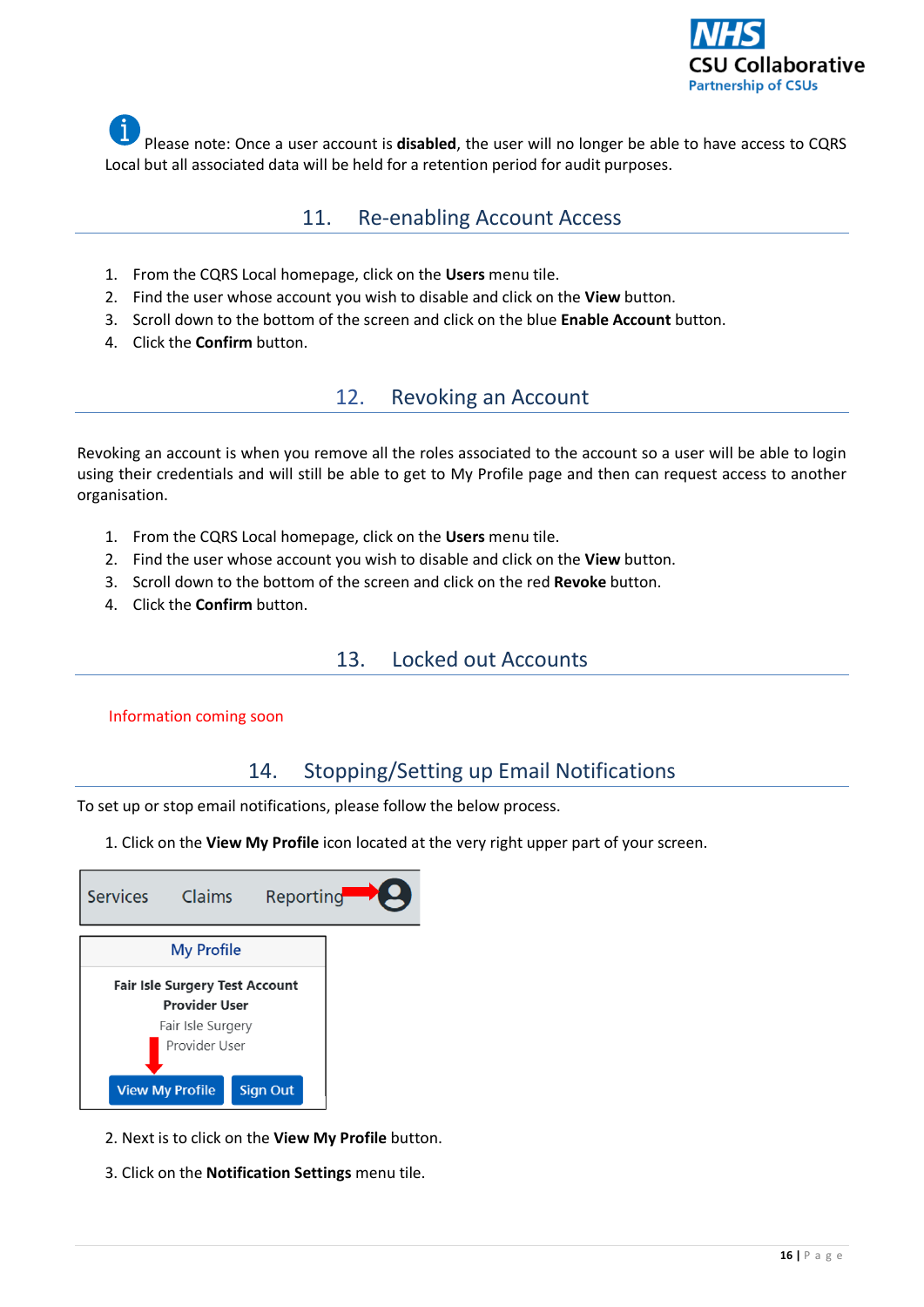Please note: Once a user account is **disabled**, the user will no longer be able to have access to CQRS Local but all associated data will be held for a retention period for audit purposes.

## 11. Re-enabling Account Access

1. From the CQRS Local homepage, click on the **Users** menu tile.
2. Find the user whose account you wish to disable and click on the **View** button.
3. Scroll down to the bottom of the screen and click on the blue **Enable Account** button.
4. Click the **Confirm** button.

## 12. Revoking an Account

Revoking an account is when you remove all the roles associated to the account so a user will be able to login using their credentials and will still be able to get to My Profile page and then can request access to another organisation.

1. From the CQRS Local homepage, click on the **Users** menu tile.
2. Find the user whose account you wish to disable and click on the **View** button.
3. Scroll down to the bottom of the screen and click on the red **Revoke** button.
4. Click the **Confirm** button.

## 13. Locked out Accounts

Information coming soon

## 14. Stopping/Setting up Email Notifications

To set up or stop email notifications, please follow the below process.

1. Click on the **View My Profile** icon located at the very right upper part of your screen.

Services Claims Reporting

My Profile

**Fair Isle Surgery Test Account**
**Provider User**
Fair Isle Surgery
Provider User

View My Profile Sign Out

2. Next is to click on the **View My Profile** button.

3. Click on the **Notification Settings** menu tile.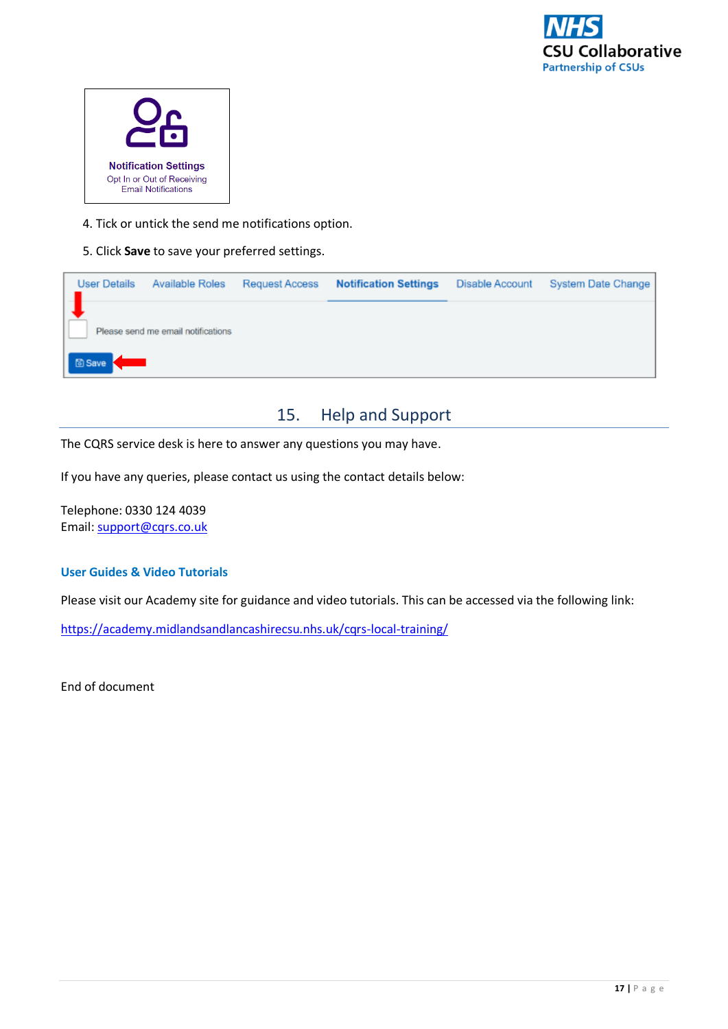4. Tick or untick the send me notifications option.

5. Click **Save** to save your preferred settings.

## 15. Help and Support

The CQRS service desk is here to answer any questions you may have.

If you have any queries, please contact us using the contact details below:

Telephone: 0330 124 4039
Email: support@cqrs.co.uk

### User Guides & Video Tutorials

Please visit our Academy site for guidance and video tutorials. This can be accessed via the following link:

https://academy.midlandsandlancashirecsu.nhs.uk/cqrs-local-training/

End of document